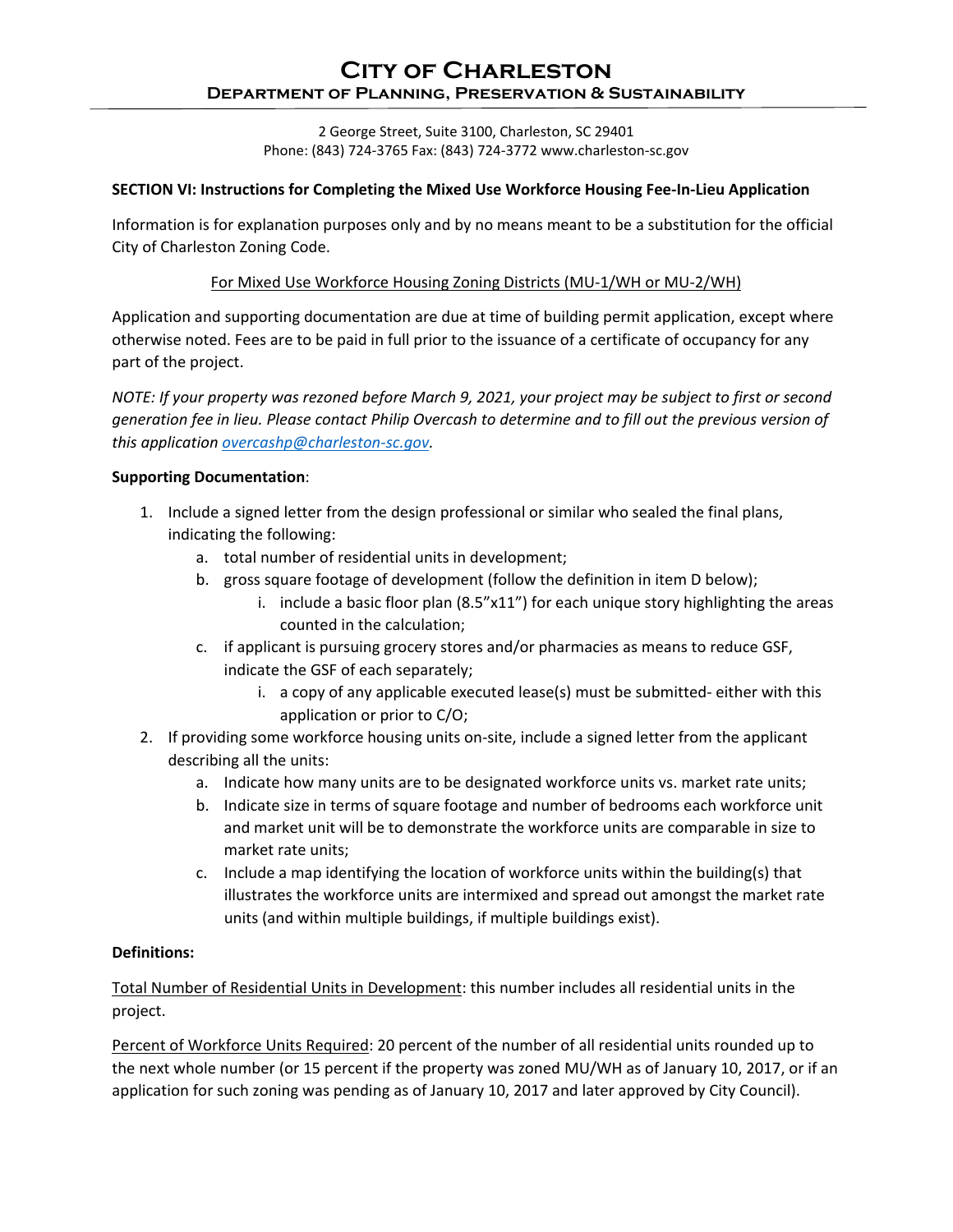# City of Charleston
## Department of Planning, Preservation & Sustainability

2 George Street, Suite 3100, Charleston, SC 29401
Phone: (843) 724-3765 Fax: (843) 724-3772 www.charleston-sc.gov

**SECTION VI: Instructions for Completing the Mixed Use Workforce Housing Fee-In-Lieu Application**

Information is for explanation purposes only and by no means meant to be a substitution for the official City of Charleston Zoning Code.

<u>For Mixed Use Workforce Housing Zoning Districts (MU-1/WH or MU-2/WH)</u>

Application and supporting documentation are due at time of building permit application, except where otherwise noted. Fees are to be paid in full prior to the issuance of a certificate of occupancy for any part of the project.

*NOTE: If your property was rezoned before March 9, 2021, your project may be subject to first or second generation fee in lieu. Please contact Philip Overcash to determine and to fill out the previous version of this application overcashp@charleston-sc.gov.*

**Supporting Documentation**:

1. Include a signed letter from the design professional or similar who sealed the final plans, indicating the following:
   a. total number of residential units in development;
   b. gross square footage of development (follow the definition in item D below);
      i. include a basic floor plan (8.5"x11") for each unique story highlighting the areas counted in the calculation;
   c. if applicant is pursuing grocery stores and/or pharmacies as means to reduce GSF, indicate the GSF of each separately;
      i. a copy of any applicable executed lease(s) must be submitted- either with this application or prior to C/O;
2. If providing some workforce housing units on-site, include a signed letter from the applicant describing all the units:
   a. Indicate how many units are to be designated workforce units vs. market rate units;
   b. Indicate size in terms of square footage and number of bedrooms each workforce unit and market unit will be to demonstrate the workforce units are comparable in size to market rate units;
   c. Include a map identifying the location of workforce units within the building(s) that illustrates the workforce units are intermixed and spread out amongst the market rate units (and within multiple buildings, if multiple buildings exist).

**Definitions:**

<u>Total Number of Residential Units in Development</u>: this number includes all residential units in the project.

<u>Percent of Workforce Units Required</u>: 20 percent of the number of all residential units rounded up to the next whole number (or 15 percent if the property was zoned MU/WH as of January 10, 2017, or if an application for such zoning was pending as of January 10, 2017 and later approved by City Council).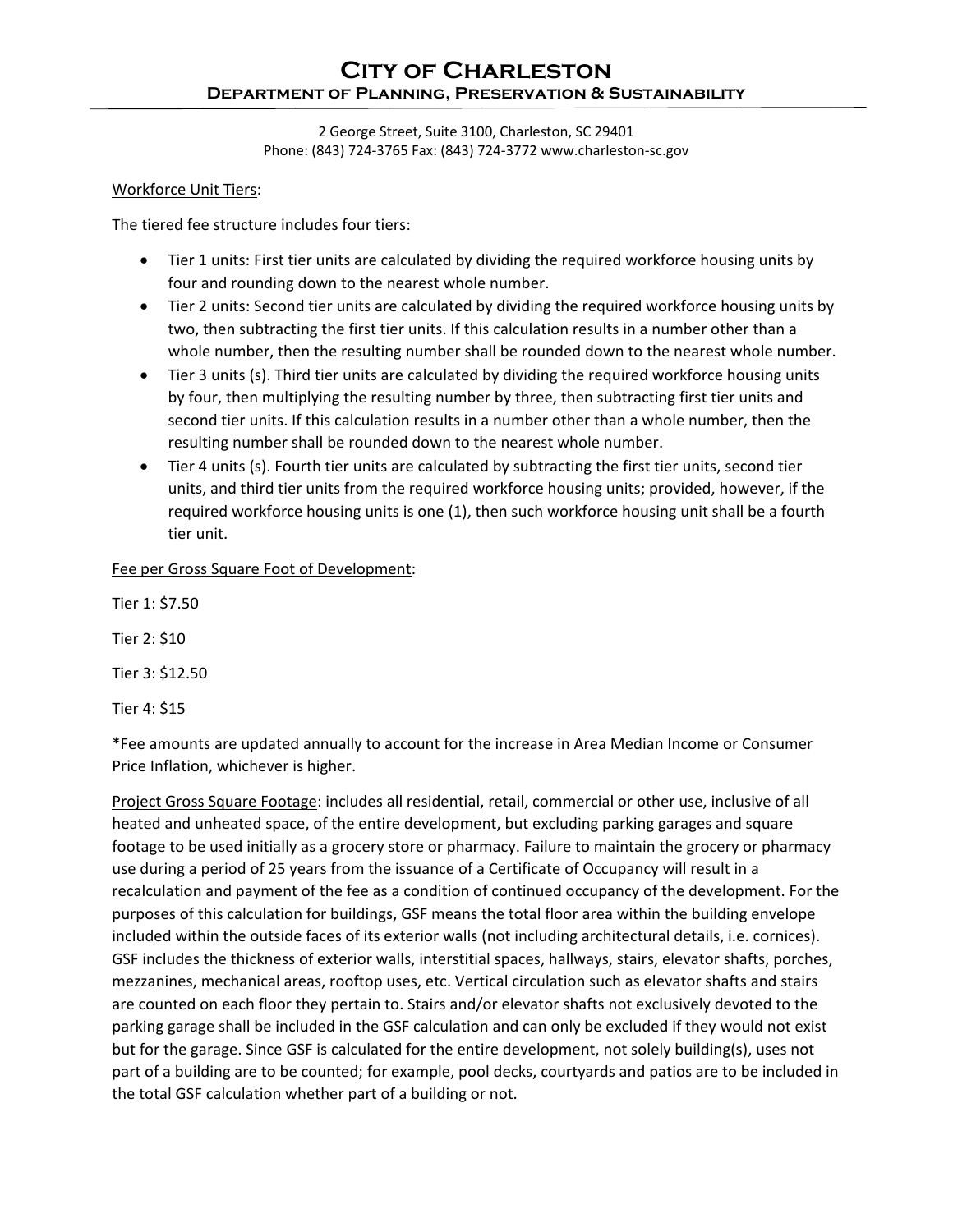# City of Charleston

## Department of Planning, Preservation & Sustainability

2 George Street, Suite 3100, Charleston, SC 29401
Phone: (843) 724-3765 Fax: (843) 724-3772 www.charleston-sc.gov

Workforce Unit Tiers:

The tiered fee structure includes four tiers:

- Tier 1 units: First tier units are calculated by dividing the required workforce housing units by four and rounding down to the nearest whole number.
- Tier 2 units: Second tier units are calculated by dividing the required workforce housing units by two, then subtracting the first tier units. If this calculation results in a number other than a whole number, then the resulting number shall be rounded down to the nearest whole number.
- Tier 3 units (s). Third tier units are calculated by dividing the required workforce housing units by four, then multiplying the resulting number by three, then subtracting first tier units and second tier units. If this calculation results in a number other than a whole number, then the resulting number shall be rounded down to the nearest whole number.
- Tier 4 units (s). Fourth tier units are calculated by subtracting the first tier units, second tier units, and third tier units from the required workforce housing units; provided, however, if the required workforce housing units is one (1), then such workforce housing unit shall be a fourth tier unit.

Fee per Gross Square Foot of Development:

Tier 1: $7.50

Tier 2: $10

Tier 3: $12.50

Tier 4: $15

*Fee amounts are updated annually to account for the increase in Area Median Income or Consumer Price Inflation, whichever is higher.

Project Gross Square Footage: includes all residential, retail, commercial or other use, inclusive of all heated and unheated space, of the entire development, but excluding parking garages and square footage to be used initially as a grocery store or pharmacy. Failure to maintain the grocery or pharmacy use during a period of 25 years from the issuance of a Certificate of Occupancy will result in a recalculation and payment of the fee as a condition of continued occupancy of the development. For the purposes of this calculation for buildings, GSF means the total floor area within the building envelope included within the outside faces of its exterior walls (not including architectural details, i.e. cornices). GSF includes the thickness of exterior walls, interstitial spaces, hallways, stairs, elevator shafts, porches, mezzanines, mechanical areas, rooftop uses, etc. Vertical circulation such as elevator shafts and stairs are counted on each floor they pertain to. Stairs and/or elevator shafts not exclusively devoted to the parking garage shall be included in the GSF calculation and can only be excluded if they would not exist but for the garage. Since GSF is calculated for the entire development, not solely building(s), uses not part of a building are to be counted; for example, pool decks, courtyards and patios are to be included in the total GSF calculation whether part of a building or not.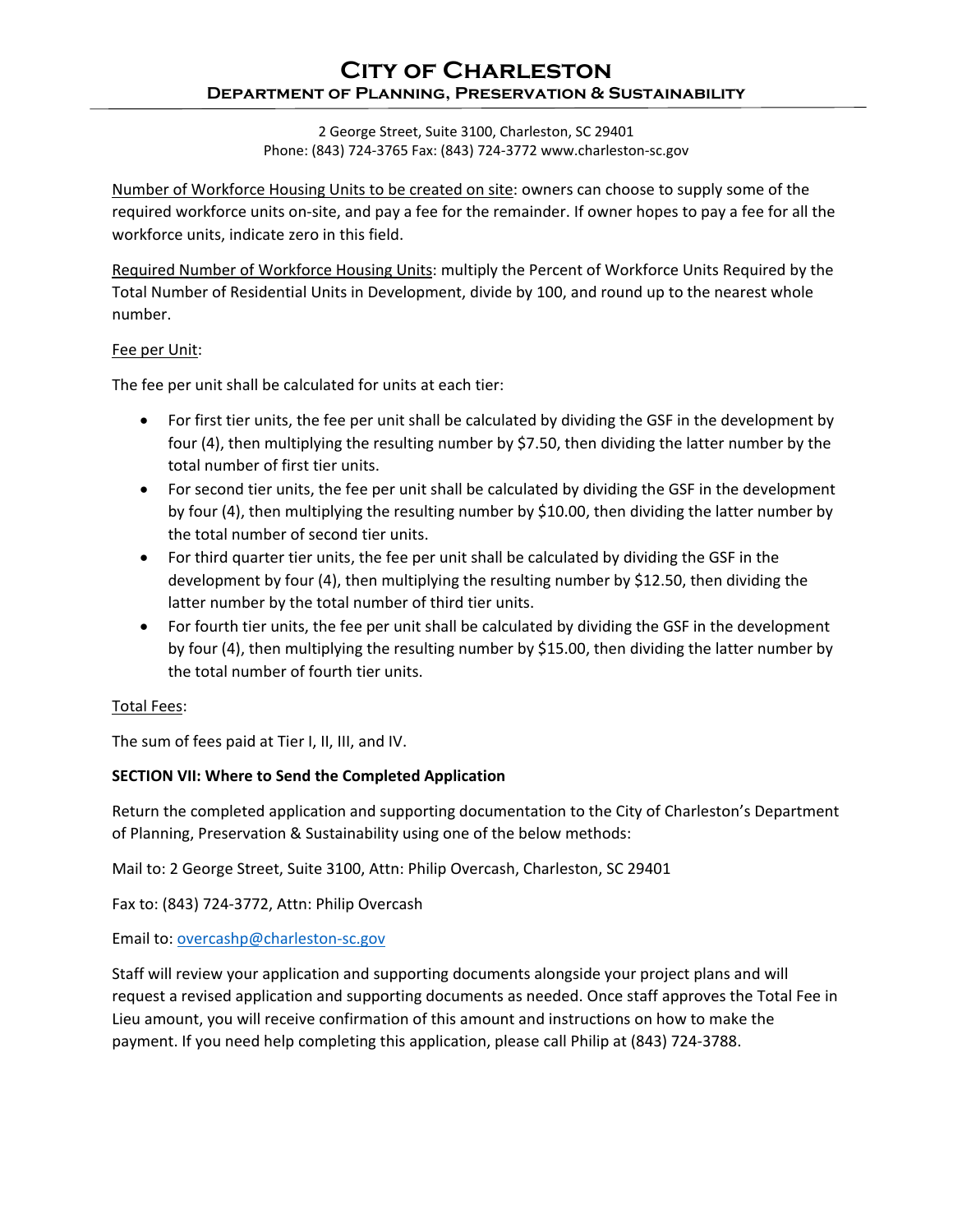Number of Workforce Housing Units to be created on site: owners can choose to supply some of the required workforce units on-site, and pay a fee for the remainder. If owner hopes to pay a fee for all the workforce units, indicate zero in this field.

Required Number of Workforce Housing Units: multiply the Percent of Workforce Units Required by the Total Number of Residential Units in Development, divide by 100, and round up to the nearest whole number.

Fee per Unit:

The fee per unit shall be calculated for units at each tier:

- For first tier units, the fee per unit shall be calculated by dividing the GSF in the development by four (4), then multiplying the resulting number by $7.50, then dividing the latter number by the total number of first tier units.
- For second tier units, the fee per unit shall be calculated by dividing the GSF in the development by four (4), then multiplying the resulting number by $10.00, then dividing the latter number by the total number of second tier units.
- For third quarter tier units, the fee per unit shall be calculated by dividing the GSF in the development by four (4), then multiplying the resulting number by $12.50, then dividing the latter number by the total number of third tier units.
- For fourth tier units, the fee per unit shall be calculated by dividing the GSF in the development by four (4), then multiplying the resulting number by $15.00, then dividing the latter number by the total number of fourth tier units.

Total Fees:

The sum of fees paid at Tier I, II, III, and IV.

**SECTION VII: Where to Send the Completed Application**

Return the completed application and supporting documentation to the City of Charleston's Department of Planning, Preservation & Sustainability using one of the below methods:

Mail to: 2 George Street, Suite 3100, Attn: Philip Overcash, Charleston, SC 29401

Fax to: (843) 724-3772, Attn: Philip Overcash

Email to: overcashp@charleston-sc.gov

Staff will review your application and supporting documents alongside your project plans and will request a revised application and supporting documents as needed. Once staff approves the Total Fee in Lieu amount, you will receive confirmation of this amount and instructions on how to make the payment. If you need help completing this application, please call Philip at (843) 724-3788.